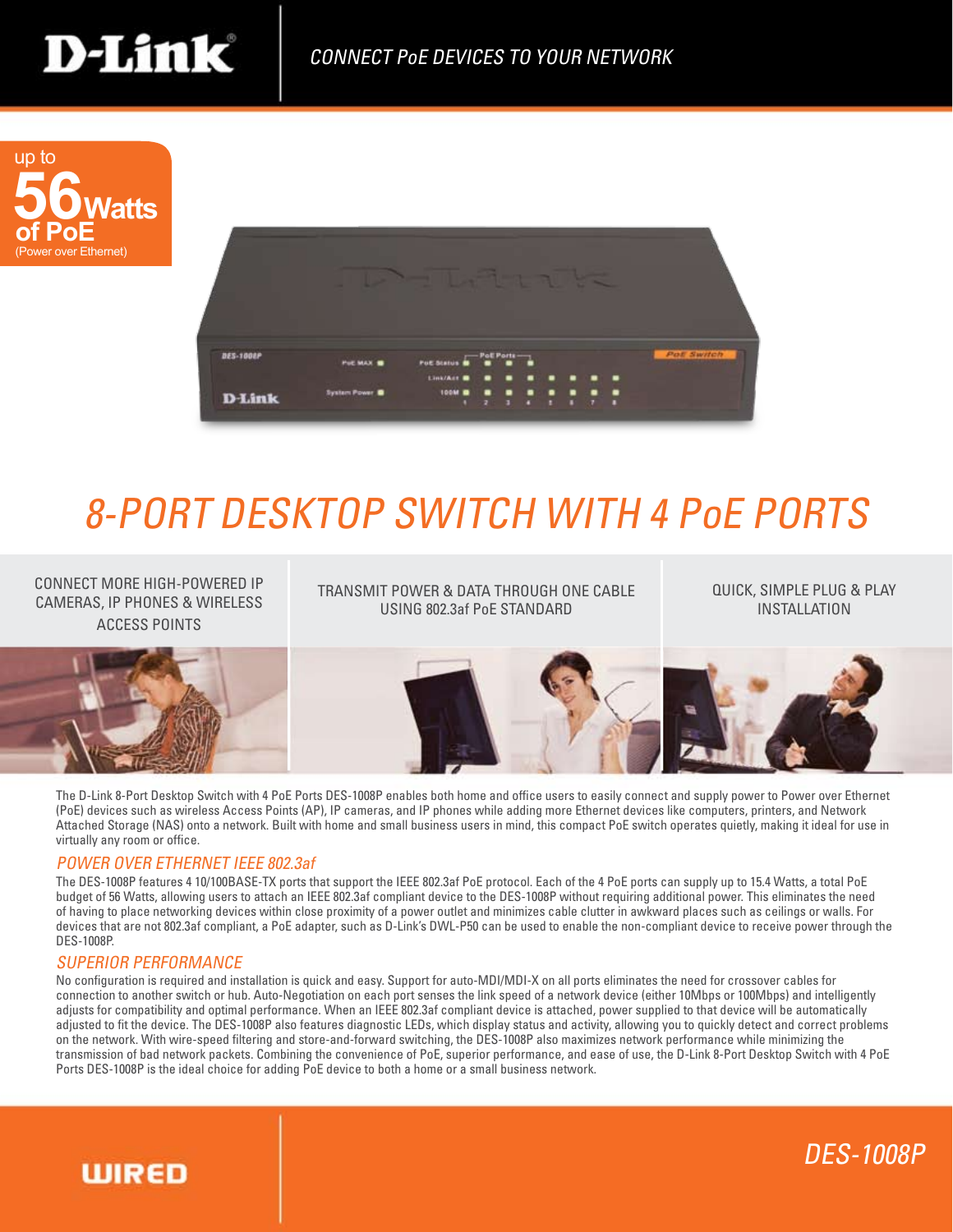D-Link

*CONNECT PoE DEVICES TO YOUR NETWORK*

up to **56 Watts of PoE** (Power over Ethernet)

# *8-PORT DESKTOP SWITCH WITH 4 PoE PORTS*

CONNECT MORE HIGH-POWERED IP CAMERAS, IP PHONES & WIRELESS ACCESS POINTS

TRANSMIT POWER & DATA THROUGH ONE CABLE USING 802.3af PoE STANDARD

QUICK, SIMPLE PLUG & PLAY INSTALLATION

The D-Link 8-Port Desktop Switch with 4 PoE Ports DES-1008P enables both home and office users to easily connect and supply power to Power over Ethernet (PoE) devices such as wireless Access Points (AP), IP cameras, and IP phones while adding more Ethernet devices like computers, printers, and Network Attached Storage (NAS) onto a network. Built with home and small business users in mind, this compact PoE switch operates quietly, making it ideal for use in virtually any room or office.

## *POWER OVER ETHERNET IEEE 802.3af*

The DES-1008P features 4 10/100BASE-TX ports that support the IEEE 802.3af PoE protocol. Each of the 4 PoE ports can supply up to 15.4 Watts, a total PoE budget of 56 Watts, allowing users to attach an IEEE 802.3af compliant device to the DES-1008P without requiring additional power. This eliminates the need of having to place networking devices within close proximity of a power outlet and minimizes cable clutter in awkward places such as ceilings or walls. For devices that are not 802.3af compliant, a PoE adapter, such as D-Link's DWL-P50 can be used to enable the non-compliant device to receive power through the DES-1008P.

## *SUPERIOR PERFORMANCE*

No configuration is required and installation is quick and easy. Support for auto-MDI/MDI-X on all ports eliminates the need for crossover cables for connection to another switch or hub. Auto-Negotiation on each port senses the link speed of a network device (either 10Mbps or 100Mbps) and intelligently adjusts for compatibility and optimal performance. When an IEEE 802.3af compliant device is attached, power supplied to that device will be automatically adjusted to fit the device. The DES-1008P also features diagnostic LEDs, which display status and activity, allowing you to quickly detect and correct problems on the network. With wire-speed filtering and store-and-forward switching, the DES-1008P also maximizes network performance while minimizing the transmission of bad network packets. Combining the convenience of PoE, superior performance, and ease of use, the D-Link 8-Port Desktop Switch with 4 PoE Ports DES-1008P is the ideal choice for adding PoE device to both a home or a small business network.

WIRED

*DES-1008P*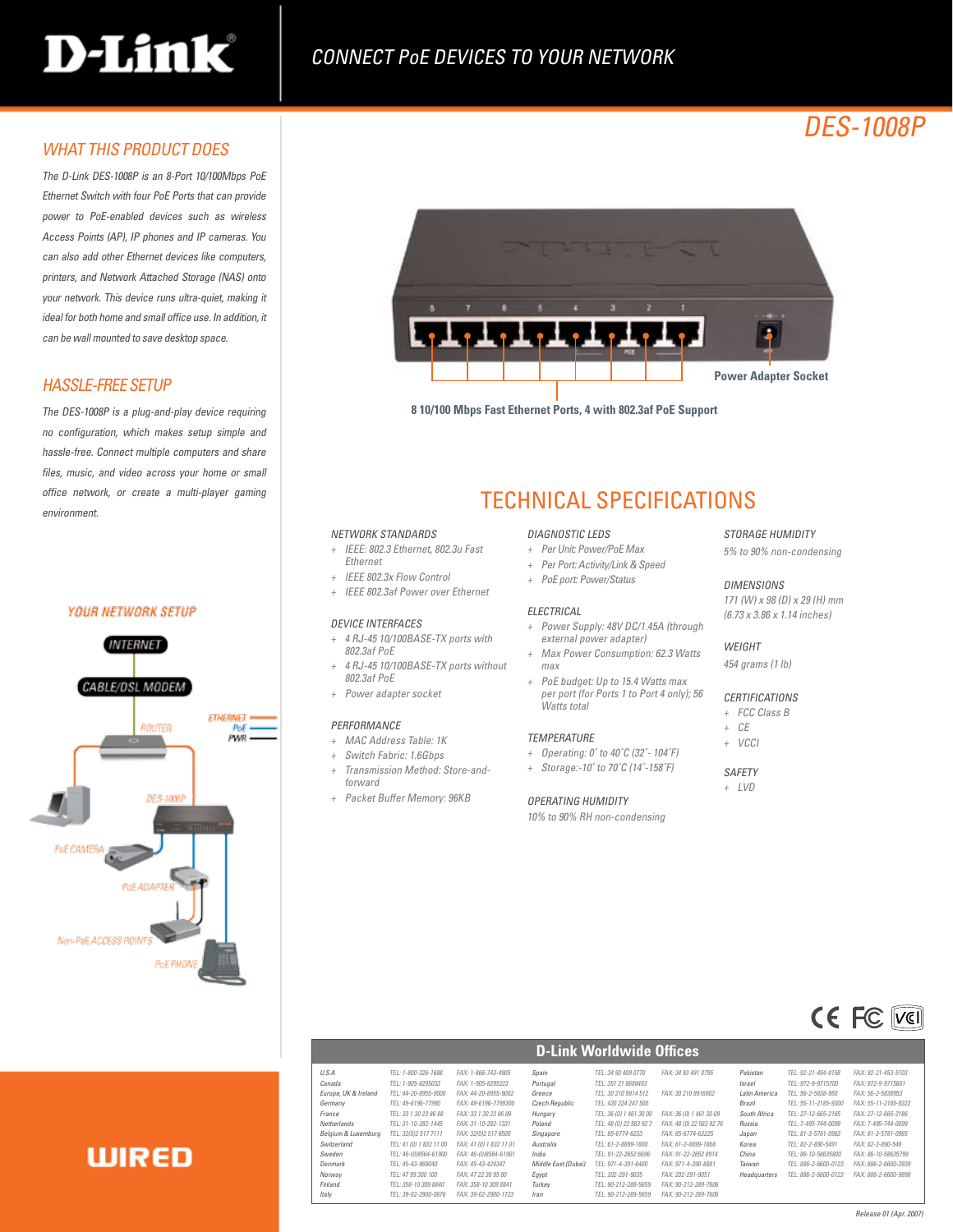# CONNECT PoE DEVICES TO YOUR NETWORK

## DES-1008P

### WHAT THIS PRODUCT DOES

*The D-Link DES-1008P is an 8-Port 10/100Mbps PoE Ethernet Switch with four PoE Ports that can provide power to PoE-enabled devices such as wireless Access Points (AP), IP phones and IP cameras. You can also add other Ethernet devices like computers, printers, and Network Attached Storage (NAS) onto your network. This device runs ultra-quiet, making it ideal for both home and small office use. In addition, it can be wall mounted to save desktop space.*

### HASSLE-FREE SETUP

*The DES-1008P is a plug-and-play device requiring no configuration, which makes setup simple and hassle-free. Connect multiple computers and share files, music, and video across your home or small office network, or create a multi-player gaming environment.*

Power Adapter Socket

8 10/100 Mbps Fast Ethernet Ports, 4 with 802.3af PoE Support

YOUR NETWORK SETUP

INTERNET
CABLE/DSL MODEM
ROUTER
ETHERNET
PoE
PWR
DES-1008P
PoE CAMERA
PoE ADAPTER
Non-PoE ACCESS POINTS
PoE PHONE

## TECHNICAL SPECIFICATIONS

### NETWORK STANDARDS
- IEEE: 802.3 Ethernet, 802.3u Fast Ethernet
- IEEE 802.3x Flow Control
- IEEE 802.3af Power over Ethernet

### DEVICE INTERFACES
- 4 RJ-45 10/100BASE-TX ports with 802.3af PoE
- 4 RJ-45 10/100BASE-TX ports without 802.3af PoE
- Power adapter socket

### PERFORMANCE
- MAC Address Table: 1K
- Switch Fabric: 1.6Gbps
- Transmission Method: Store-and-forward
- Packet Buffer Memory: 96KB

### DIAGNOSTIC LEDS
- Per Unit: Power/PoE Max
- Per Port: Activity/Link & Speed
- PoE port: Power/Status

### ELECTRICAL
- Power Supply: 48V DC/1.45A (through external power adapter)
- Max Power Consumption: 62.3 Watts max
- PoE budget: Up to 15.4 Watts max per port (for Ports 1 to Port 4 only); 56 Watts total

### TEMPERATURE
- Operating: 0˚ to 40˚C (32˚- 104˚F)
- Storage:-10˚ to 70˚C (14˚-158˚F)

### OPERATING HUMIDITY
10% to 90% RH non-condensing

### STORAGE HUMIDITY
5% to 90% non-condensing

### DIMENSIONS
171 (W) x 98 (D) x 29 (H) mm
(6.73 x 3.86 x 1.14 inches)

### WEIGHT
454 grams (1 lb)

### CERTIFICATIONS
- FCC Class B
- CE
- VCCI

### SAFETY
- LVD

## D-Link Worldwide Offices

| | | | | | | | | |
|---|---|---|---|---|---|---|---|---|
| U.S.A | TEL: 1-800-326-1688 | FAX: 1-866-743-4905 | Spain | TEL: 34 93 409 0770 | FAX: 34 93 491 0795 | Pakistan | TEL: 92-21-454-8158 | FAX: 92-21-453-5103 |
| Canada | TEL: 1-905-8295033 | FAX: 1-905-8295223 | Portugal | TEL: 351 21 8688493 | | Israel | TEL: 972-9-9715700 | FAX: 972-9-9715601 |
| Europe, UK & Ireland | TEL: 44-20-8955-9000 | FAX: 44-20-8955-9002 | Greece | TEL: 30 210 9914 512 | FAX: 30 210 9916902 | Latin America | TEL: 56-2-5838-950 | FAX: 56-2-5838953 |
| Germany | TEL: 49-6196-77990 | FAX: 49-6196-7799300 | Czech Republic | TEL: 420 224 247 500 | | Brazil | TEL: 55-11-2185-9300 | FAX: 55-11-2185-9322 |
| France | TEL: 33 1 30 23 86 88 | FAX: 33 1 30 23 86 89 | Hungary | TEL: 36 (0) 1 461 30 00 | FAX: 36 (0) 1 461 30 09 | South Africa | TEL: 27-12-665-2165 | FAX: 27-12-665-2186 |
| Netherlands | TEL: 31-10-282-1445 | FAX: 31-10-282-1331 | Poland | TEL: 48 (0) 22 583 92 7 | FAX: 48 (0) 22 583 92 76 | Russia | TEL: 7-495-744-0099 | FAX: 7-495-744-0099 |
| Belgium & Luxemburg | TEL: 32(0)2 517 7111 | FAX: 32(0)2 517 6500 | Singapore | TEL: 65-6774-6233 | FAX: 65-6774-6322 5 | Japan | TEL: 81-3-5781-0963 | FAX: 81-3-5781-0965 |
| Switzerland | TEL: 41 (0) 1 832 11 00 | FAX: 41 (0) 1 832 11 01 | Australia | TEL: 61-2-8899-1800 | FAX: 61-2-8899-1868 | Korea | TEL: 82-2-890-5491 | FAX: 82-2-890-549 |
| Sweden | TEL: 46-(0)8564-61900 | FAX: 46-(0)8564-61901 | India | TEL: 91-22-2652 6696 | FAX: 91-22-2652 8914 | China | TEL: 86-10-58635800 | FAX: 86-10-58635799 |
| Denmark | TEL: 45-43-969040 | FAX: 45-43-424347 | Middle East (Dubai) | TEL: 971-4-391-6480 | FAX: 971-4-390-8881 | Taiwan | TEL: 886-2-6600-0123 | FAX: 886-2-6600-3939 |
| Norway | TEL: 47 99 300 100 | FAX: 47 22 30 95 80 | Egypt | TEL: 202-291-9035 | FAX: 202-291-9051 | Headquarters | TEL: 886-2-6600-0123 | FAX: 886-2-6600-9898 |
| Finland | TEL: 358-10 309 8840 | FAX: 358-10 309 8841 | Turkey | TEL: 90-212-289-5659 | FAX: 90-212-289-7606 | | | |
| Italy | TEL: 39-02-2900-0676 | FAX: 39-02-2900-1723 | Iran | TEL: 90-212-289-5659 | FAX: 90-212-289-7606 | | | |

WIRED

Release 01 (Apr. 2007)